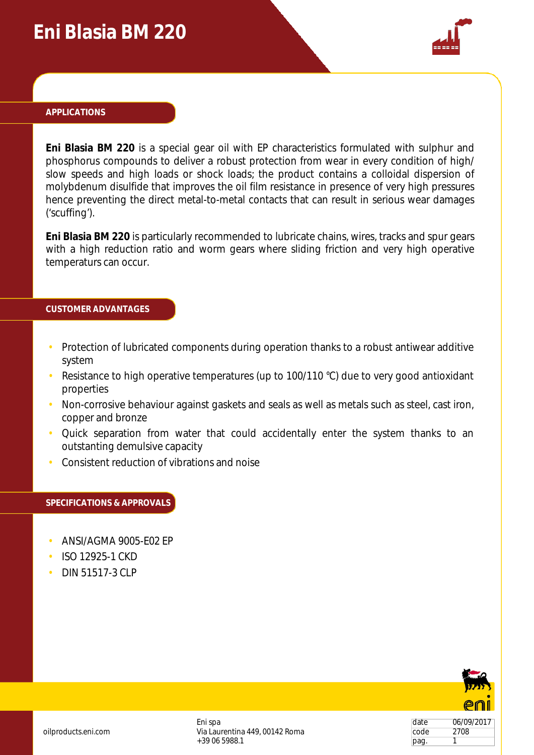# Eni Blasia BM 220

## APPLICATIONS

**Eni Blasia BM 220** is a special gear oil with EP characteristics formulated with sulphur and phosphorus compounds to deliver a robust protection from wear in every condition of high/ slow speeds and high loads or shock loads; the product contains a colloidal dispersion of molybdenum disulfide that improves the oil film resistance in presence of very high pressures hence preventing the direct metal-to-metal contacts that can result in serious wear damages ('scuffing').

**Eni Blasia BM 220** is particularly recommended to lubricate chains, wires, tracks and spur gears with a high reduction ratio and worm gears where sliding friction and very high operative temperaturs can occur.

## CUSTOMER ADVANTAGES

- Protection of lubricated components during operation thanks to a robust antiwear additive system
- Resistance to high operative temperatures (up to 100/110 °C) due to very good antioxidant properties
- Non-corrosive behaviour against gaskets and seals as well as metals such as steel, cast iron, copper and bronze
- Quick separation from water that could accidentally enter the system thanks to an outstanting demulsive capacity
- Consistent reduction of vibrations and noise

## SPECIFICATIONS & APPROVALS

- ANSI/AGMA 9005-E02 EP
- ISO 12925-1 CKD
- DIN 51517-3 CLP

oilproducts.eni.com

Eni spa
Via Laurentina 449, 00142 Roma
+39 06 5988.1

| date | 06/09/2017 |
|---|---|
| code | 2708 |
| pag. | 1 |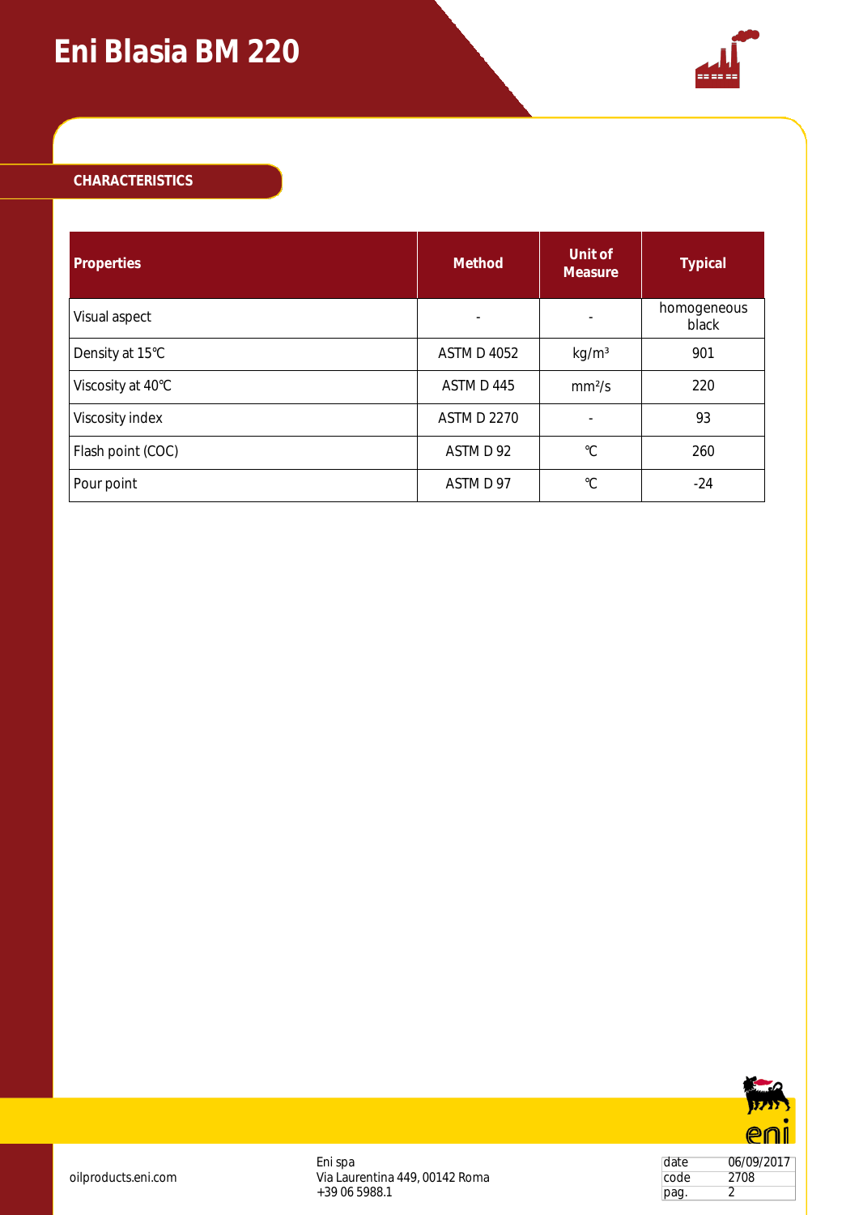# Eni Blasia BM 220

## CHARACTERISTICS

| Properties | Method | Unit of Measure | Typical |
|---|---|---|---|
| Visual aspect | - | - | homogeneous black |
| Density at 15°C | ASTM D 4052 | kg/m³ | 901 |
| Viscosity at 40°C | ASTM D 445 | mm²/s | 220 |
| Viscosity index | ASTM D 2270 | - | 93 |
| Flash point (COC) | ASTM D 92 | °C | 260 |
| Pour point | ASTM D 97 | °C | -24 |

oilproducts.eni.com

Eni spa
Via Laurentina 449, 00142 Roma
+39 06 5988.1

| | |
|---|---|
| date | 06/09/2017 |
| code | 2708 |
| pag. | 2 |